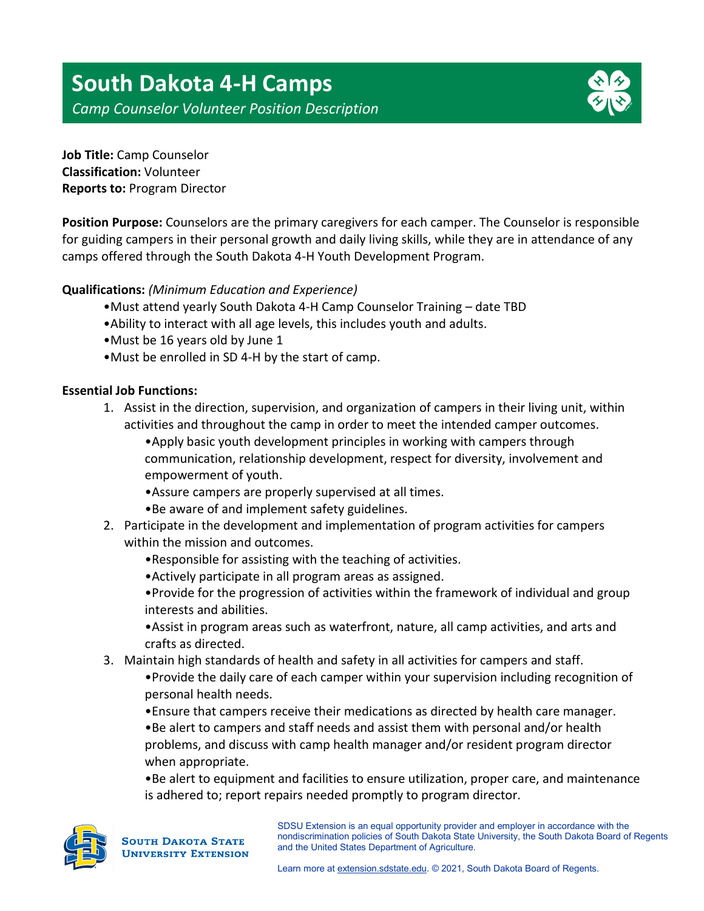# South Dakota 4-H Camps

*Camp Counselor Volunteer Position Description*

**Job Title:** Camp Counselor
**Classification:** Volunteer
**Reports to:** Program Director

**Position Purpose:** Counselors are the primary caregivers for each camper. The Counselor is responsible for guiding campers in their personal growth and daily living skills, while they are in attendance of any camps offered through the South Dakota 4-H Youth Development Program.

**Qualifications:** *(Minimum Education and Experience)*

- Must attend yearly South Dakota 4-H Camp Counselor Training – date TBD
- Ability to interact with all age levels, this includes youth and adults.
- Must be 16 years old by June 1
- Must be enrolled in SD 4-H by the start of camp.

**Essential Job Functions:**

1. Assist in the direction, supervision, and organization of campers in their living unit, within activities and throughout the camp in order to meet the intended camper outcomes.
   - Apply basic youth development principles in working with campers through communication, relationship development, respect for diversity, involvement and empowerment of youth.
   - Assure campers are properly supervised at all times.
   - Be aware of and implement safety guidelines.
2. Participate in the development and implementation of program activities for campers within the mission and outcomes.
   - Responsible for assisting with the teaching of activities.
   - Actively participate in all program areas as assigned.
   - Provide for the progression of activities within the framework of individual and group interests and abilities.
   - Assist in program areas such as waterfront, nature, all camp activities, and arts and crafts as directed.
3. Maintain high standards of health and safety in all activities for campers and staff.
   - Provide the daily care of each camper within your supervision including recognition of personal health needs.
   - Ensure that campers receive their medications as directed by health care manager.
   - Be alert to campers and staff needs and assist them with personal and/or health problems, and discuss with camp health manager and/or resident program director when appropriate.
   - Be alert to equipment and facilities to ensure utilization, proper care, and maintenance is adhered to; report repairs needed promptly to program director.

South Dakota State University Extension

SDSU Extension is an equal opportunity provider and employer in accordance with the nondiscrimination policies of South Dakota State University, the South Dakota Board of Regents and the United States Department of Agriculture.

Learn more at extension.sdstate.edu. © 2021, South Dakota Board of Regents.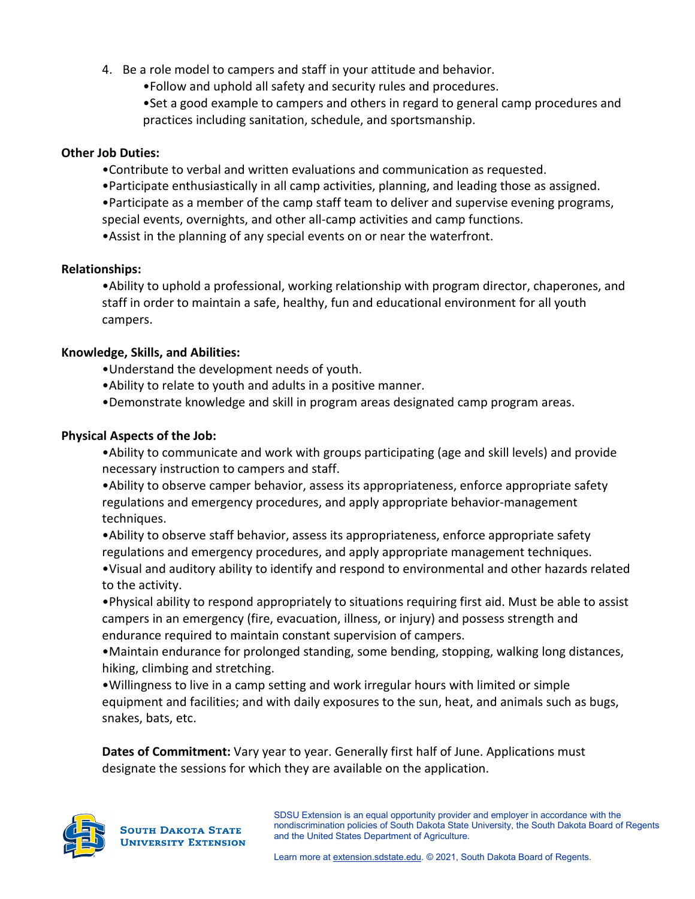4. Be a role model to campers and staff in your attitude and behavior.
   - •Follow and uphold all safety and security rules and procedures.
   - •Set a good example to campers and others in regard to general camp procedures and practices including sanitation, schedule, and sportsmanship.

**Other Job Duties:**

- •Contribute to verbal and written evaluations and communication as requested.
- •Participate enthusiastically in all camp activities, planning, and leading those as assigned.
- •Participate as a member of the camp staff team to deliver and supervise evening programs, special events, overnights, and other all-camp activities and camp functions.
- •Assist in the planning of any special events on or near the waterfront.

**Relationships:**

- •Ability to uphold a professional, working relationship with program director, chaperones, and staff in order to maintain a safe, healthy, fun and educational environment for all youth campers.

**Knowledge, Skills, and Abilities:**

- •Understand the development needs of youth.
- •Ability to relate to youth and adults in a positive manner.
- •Demonstrate knowledge and skill in program areas designated camp program areas.

**Physical Aspects of the Job:**

- •Ability to communicate and work with groups participating (age and skill levels) and provide necessary instruction to campers and staff.
- •Ability to observe camper behavior, assess its appropriateness, enforce appropriate safety regulations and emergency procedures, and apply appropriate behavior-management techniques.
- •Ability to observe staff behavior, assess its appropriateness, enforce appropriate safety regulations and emergency procedures, and apply appropriate management techniques.
- •Visual and auditory ability to identify and respond to environmental and other hazards related to the activity.
- •Physical ability to respond appropriately to situations requiring first aid. Must be able to assist campers in an emergency (fire, evacuation, illness, or injury) and possess strength and endurance required to maintain constant supervision of campers.
- •Maintain endurance for prolonged standing, some bending, stopping, walking long distances, hiking, climbing and stretching.
- •Willingness to live in a camp setting and work irregular hours with limited or simple equipment and facilities; and with daily exposures to the sun, heat, and animals such as bugs, snakes, bats, etc.

**Dates of Commitment:** Vary year to year. Generally first half of June. Applications must designate the sessions for which they are available on the application.

South Dakota State University Extension

SDSU Extension is an equal opportunity provider and employer in accordance with the nondiscrimination policies of South Dakota State University, the South Dakota Board of Regents and the United States Department of Agriculture.

Learn more at extension.sdstate.edu. © 2021, South Dakota Board of Regents.